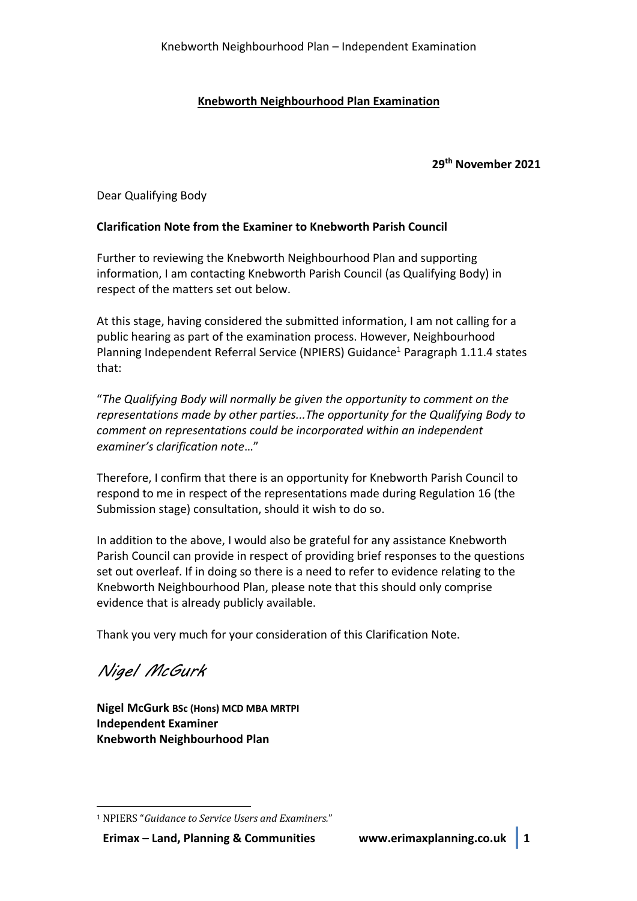**Knebworth Neighbourhood Plan Examination**

**29th November 2021**

Dear Qualifying Body

**Clarification Note from the Examiner to Knebworth Parish Council**

Further to reviewing the Knebworth Neighbourhood Plan and supporting information, I am contacting Knebworth Parish Council (as Qualifying Body) in respect of the matters set out below.

At this stage, having considered the submitted information, I am not calling for a public hearing as part of the examination process. However, Neighbourhood Planning Independent Referral Service (NPIERS) Guidance[1] Paragraph 1.11.4 states that:

"*The Qualifying Body will normally be given the opportunity to comment on the representations made by other parties...The opportunity for the Qualifying Body to comment on representations could be incorporated within an independent examiner's clarification note*…"

Therefore, I confirm that there is an opportunity for Knebworth Parish Council to respond to me in respect of the representations made during Regulation 16 (the Submission stage) consultation, should it wish to do so.

In addition to the above, I would also be grateful for any assistance Knebworth Parish Council can provide in respect of providing brief responses to the questions set out overleaf. If in doing so there is a need to refer to evidence relating to the Knebworth Neighbourhood Plan, please note that this should only comprise evidence that is already publicly available.

Thank you very much for your consideration of this Clarification Note.

*Nigel McGurk*

**Nigel McGurk BSc (Hons) MCD MBA MRTPI**
**Independent Examiner**
**Knebworth Neighbourhood Plan**

[1] NPIERS "*Guidance to Service Users and Examiners.*"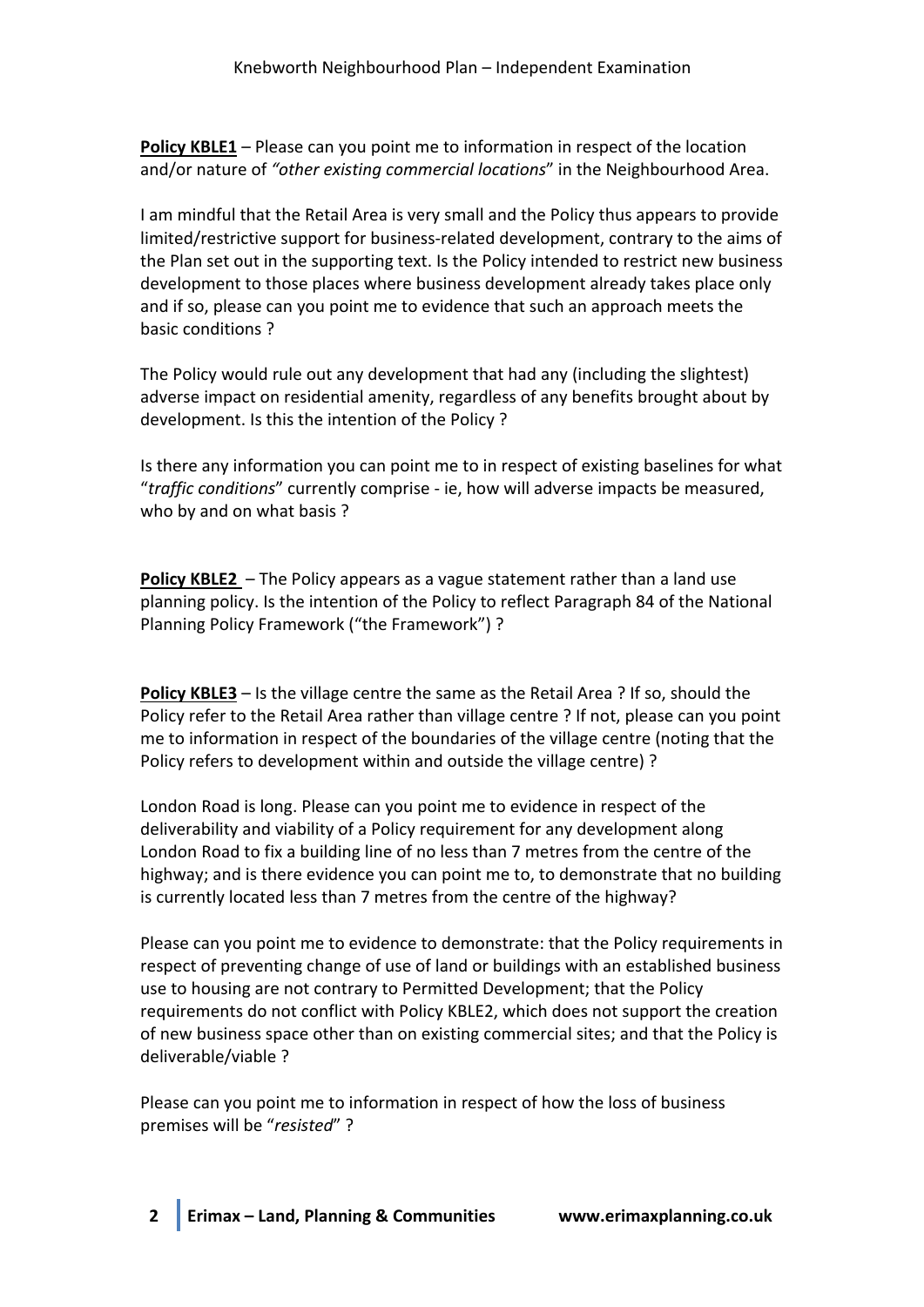**Policy KBLE1** – Please can you point me to information in respect of the location and/or nature of *"other existing commercial locations*" in the Neighbourhood Area.

I am mindful that the Retail Area is very small and the Policy thus appears to provide limited/restrictive support for business-related development, contrary to the aims of the Plan set out in the supporting text. Is the Policy intended to restrict new business development to those places where business development already takes place only and if so, please can you point me to evidence that such an approach meets the basic conditions ?

The Policy would rule out any development that had any (including the slightest) adverse impact on residential amenity, regardless of any benefits brought about by development. Is this the intention of the Policy ?

Is there any information you can point me to in respect of existing baselines for what "*traffic conditions*" currently comprise - ie, how will adverse impacts be measured, who by and on what basis ?

**Policy KBLE2** – The Policy appears as a vague statement rather than a land use planning policy. Is the intention of the Policy to reflect Paragraph 84 of the National Planning Policy Framework ("the Framework") ?

**Policy KBLE3** – Is the village centre the same as the Retail Area ? If so, should the Policy refer to the Retail Area rather than village centre ? If not, please can you point me to information in respect of the boundaries of the village centre (noting that the Policy refers to development within and outside the village centre) ?

London Road is long. Please can you point me to evidence in respect of the deliverability and viability of a Policy requirement for any development along London Road to fix a building line of no less than 7 metres from the centre of the highway; and is there evidence you can point me to, to demonstrate that no building is currently located less than 7 metres from the centre of the highway?

Please can you point me to evidence to demonstrate: that the Policy requirements in respect of preventing change of use of land or buildings with an established business use to housing are not contrary to Permitted Development; that the Policy requirements do not conflict with Policy KBLE2, which does not support the creation of new business space other than on existing commercial sites; and that the Policy is deliverable/viable ?

Please can you point me to information in respect of how the loss of business premises will be "*resisted*" ?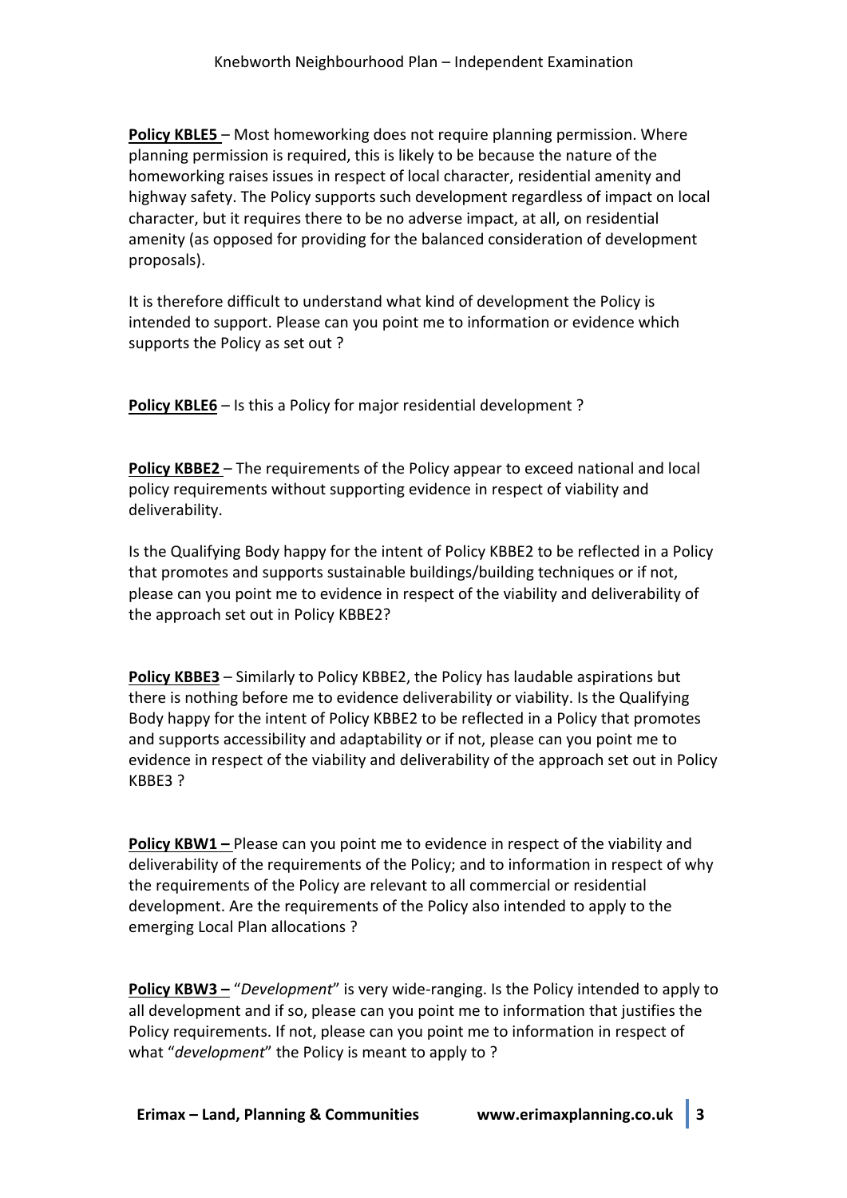**Policy KBLE5** – Most homeworking does not require planning permission. Where planning permission is required, this is likely to be because the nature of the homeworking raises issues in respect of local character, residential amenity and highway safety. The Policy supports such development regardless of impact on local character, but it requires there to be no adverse impact, at all, on residential amenity (as opposed for providing for the balanced consideration of development proposals).

It is therefore difficult to understand what kind of development the Policy is intended to support. Please can you point me to information or evidence which supports the Policy as set out ?

**Policy KBLE6** – Is this a Policy for major residential development ?

**Policy KBBE2** – The requirements of the Policy appear to exceed national and local policy requirements without supporting evidence in respect of viability and deliverability.

Is the Qualifying Body happy for the intent of Policy KBBE2 to be reflected in a Policy that promotes and supports sustainable buildings/building techniques or if not, please can you point me to evidence in respect of the viability and deliverability of the approach set out in Policy KBBE2?

**Policy KBBE3** – Similarly to Policy KBBE2, the Policy has laudable aspirations but there is nothing before me to evidence deliverability or viability. Is the Qualifying Body happy for the intent of Policy KBBE2 to be reflected in a Policy that promotes and supports accessibility and adaptability or if not, please can you point me to evidence in respect of the viability and deliverability of the approach set out in Policy KBBE3 ?

**Policy KBW1 –** Please can you point me to evidence in respect of the viability and deliverability of the requirements of the Policy; and to information in respect of why the requirements of the Policy are relevant to all commercial or residential development. Are the requirements of the Policy also intended to apply to the emerging Local Plan allocations ?

**Policy KBW3 –** "*Development*" is very wide-ranging. Is the Policy intended to apply to all development and if so, please can you point me to information that justifies the Policy requirements. If not, please can you point me to information in respect of what "*development*" the Policy is meant to apply to ?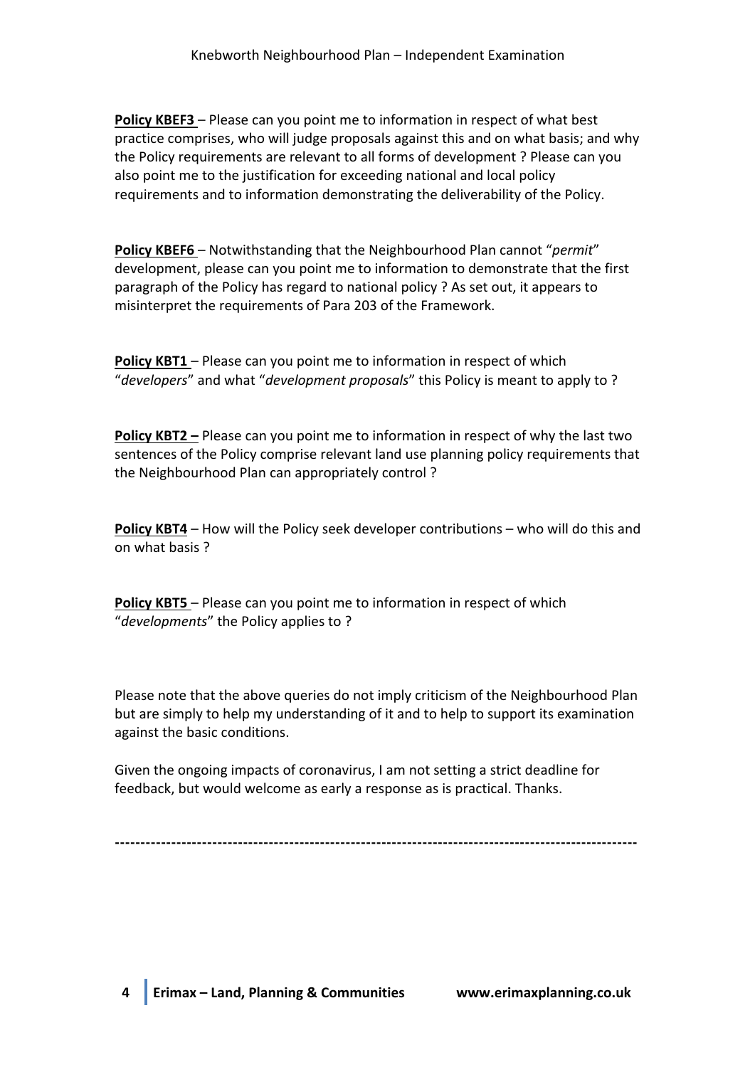**Policy KBEF3** – Please can you point me to information in respect of what best practice comprises, who will judge proposals against this and on what basis; and why the Policy requirements are relevant to all forms of development ? Please can you also point me to the justification for exceeding national and local policy requirements and to information demonstrating the deliverability of the Policy.

**Policy KBEF6** – Notwithstanding that the Neighbourhood Plan cannot "*permit*" development, please can you point me to information to demonstrate that the first paragraph of the Policy has regard to national policy ? As set out, it appears to misinterpret the requirements of Para 203 of the Framework.

**Policy KBT1** – Please can you point me to information in respect of which "*developers*" and what "*development proposals*" this Policy is meant to apply to ?

**Policy KBT2 –** Please can you point me to information in respect of why the last two sentences of the Policy comprise relevant land use planning policy requirements that the Neighbourhood Plan can appropriately control ?

**Policy KBT4** – How will the Policy seek developer contributions – who will do this and on what basis ?

**Policy KBT5** – Please can you point me to information in respect of which "*developments*" the Policy applies to ?

Please note that the above queries do not imply criticism of the Neighbourhood Plan but are simply to help my understanding of it and to help to support its examination against the basic conditions.

Given the ongoing impacts of coronavirus, I am not setting a strict deadline for feedback, but would welcome as early a response as is practical. Thanks.

---